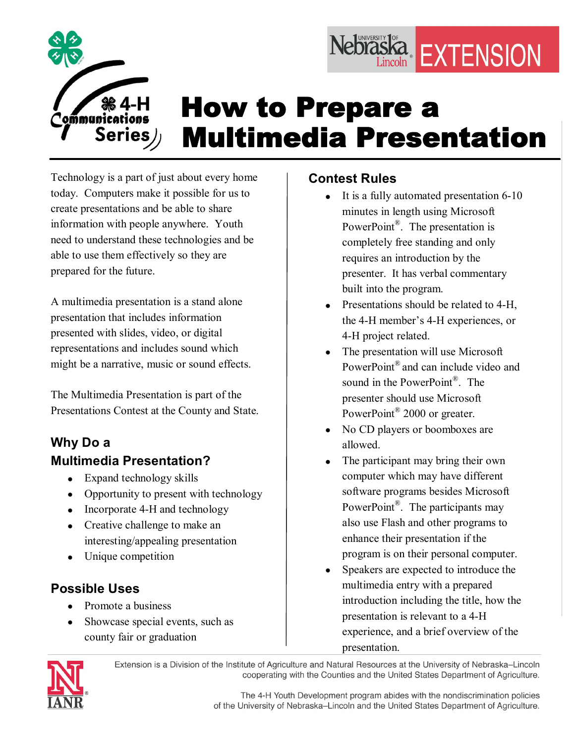# How to Prepare a Multimedia Presentation

Technology is a part of just about every home today. Computers make it possible for us to create presentations and be able to share information with people anywhere. Youth need to understand these technologies and be able to use them effectively so they are prepared for the future.

A multimedia presentation is a stand alone presentation that includes information presented with slides, video, or digital representations and includes sound which might be a narrative, music or sound effects.

The Multimedia Presentation is part of the Presentations Contest at the County and State.

## Why Do a Multimedia Presentation?

- Expand technology skills
- Opportunity to present with technology
- Incorporate 4-H and technology
- Creative challenge to make an interesting/appealing presentation
- Unique competition

## Possible Uses

- Promote a business
- Showcase special events, such as county fair or graduation

## Contest Rules

- It is a fully automated presentation 6-10 minutes in length using Microsoft PowerPoint®. The presentation is completely free standing and only requires an introduction by the presenter. It has verbal commentary built into the program.
- Presentations should be related to 4-H, the 4-H member's 4-H experiences, or 4-H project related.
- The presentation will use Microsoft PowerPoint® and can include video and sound in the PowerPoint®. The presenter should use Microsoft PowerPoint® 2000 or greater.
- No CD players or boomboxes are allowed.
- The participant may bring their own computer which may have different software programs besides Microsoft PowerPoint®. The participants may also use Flash and other programs to enhance their presentation if the program is on their personal computer.
- Speakers are expected to introduce the multimedia entry with a prepared introduction including the title, how the presentation is relevant to a 4-H experience, and a brief overview of the presentation.

Extension is a Division of the Institute of Agriculture and Natural Resources at the University of Nebraska–Lincoln cooperating with the Counties and the United States Department of Agriculture.

The 4-H Youth Development program abides with the nondiscrimination policies of the University of Nebraska–Lincoln and the United States Department of Agriculture.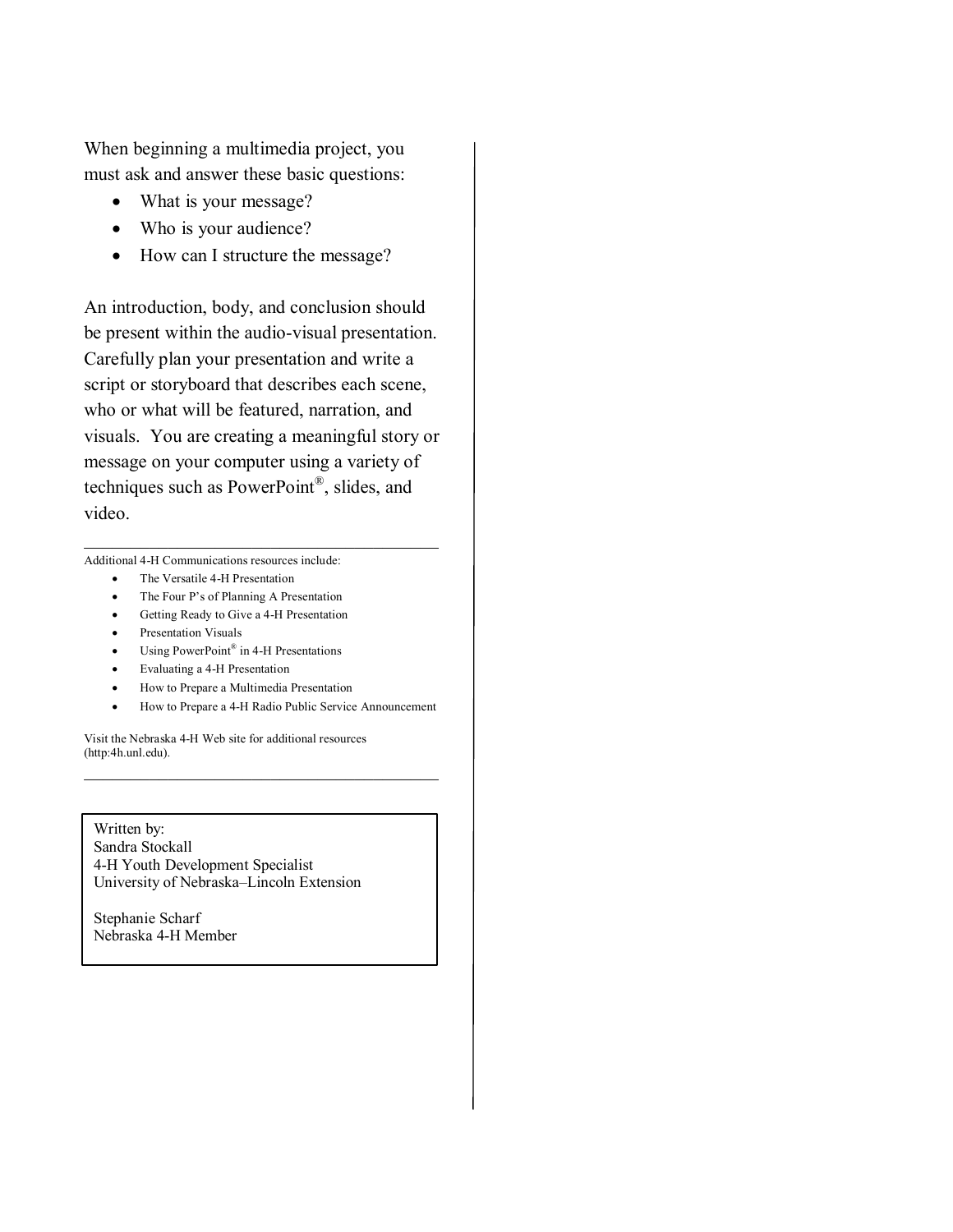When beginning a multimedia project, you must ask and answer these basic questions:

- What is your message?
- Who is your audience?
- How can I structure the message?

An introduction, body, and conclusion should be present within the audio-visual presentation. Carefully plan your presentation and write a script or storyboard that describes each scene, who or what will be featured, narration, and visuals. You are creating a meaningful story or message on your computer using a variety of techniques such as PowerPoint®, slides, and video.

---

Additional 4-H Communications resources include:

- The Versatile 4-H Presentation
- The Four P's of Planning A Presentation
- Getting Ready to Give a 4-H Presentation
- Presentation Visuals
- Using PowerPoint® in 4-H Presentations
- Evaluating a 4-H Presentation
- How to Prepare a Multimedia Presentation
- How to Prepare a 4-H Radio Public Service Announcement

Visit the Nebraska 4-H Web site for additional resources (http:4h.unl.edu).

---

Written by:
Sandra Stockall
4-H Youth Development Specialist
University of Nebraska–Lincoln Extension

Stephanie Scharf
Nebraska 4-H Member